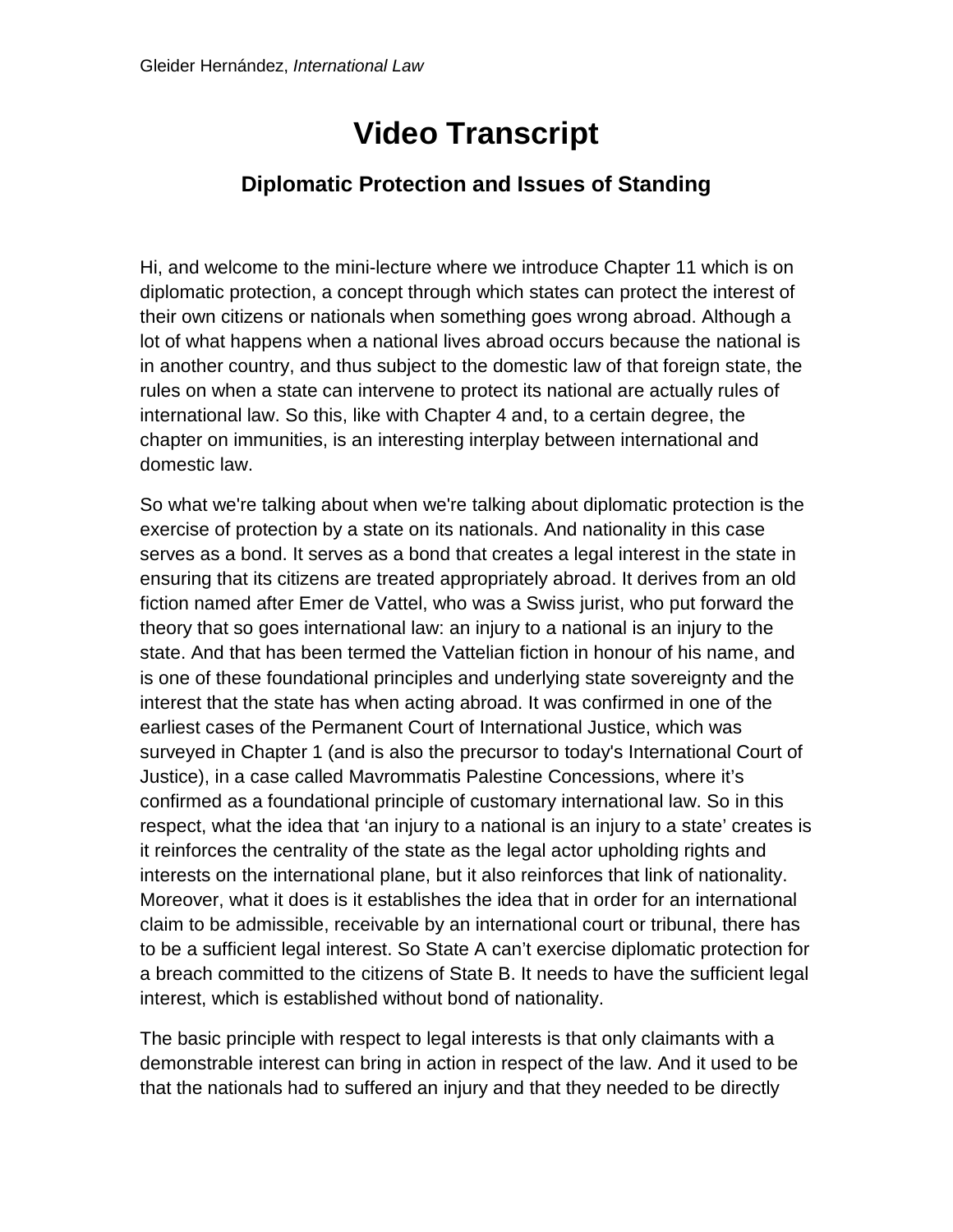# Video Transcript

## Diplomatic Protection and Issues of Standing

Hi, and welcome to the mini-lecture where we introduce Chapter 11 which is on diplomatic protection, a concept through which states can protect the interest of their own citizens or nationals when something goes wrong abroad. Although a lot of what happens when a national lives abroad occurs because the national is in another country, and thus subject to the domestic law of that foreign state, the rules on when a state can intervene to protect its national are actually rules of international law. So this, like with Chapter 4 and, to a certain degree, the chapter on immunities, is an interesting interplay between international and domestic law.

So what we're talking about when we're talking about diplomatic protection is the exercise of protection by a state on its nationals. And nationality in this case serves as a bond. It serves as a bond that creates a legal interest in the state in ensuring that its citizens are treated appropriately abroad. It derives from an old fiction named after Emer de Vattel, who was a Swiss jurist, who put forward the theory that so goes international law: an injury to a national is an injury to the state. And that has been termed the Vattelian fiction in honour of his name, and is one of these foundational principles and underlying state sovereignty and the interest that the state has when acting abroad. It was confirmed in one of the earliest cases of the Permanent Court of International Justice, which was surveyed in Chapter 1 (and is also the precursor to today's International Court of Justice), in a case called Mavrommatis Palestine Concessions, where it's confirmed as a foundational principle of customary international law. So in this respect, what the idea that 'an injury to a national is an injury to a state' creates is it reinforces the centrality of the state as the legal actor upholding rights and interests on the international plane, but it also reinforces that link of nationality. Moreover, what it does is it establishes the idea that in order for an international claim to be admissible, receivable by an international court or tribunal, there has to be a sufficient legal interest. So State A can't exercise diplomatic protection for a breach committed to the citizens of State B. It needs to have the sufficient legal interest, which is established without bond of nationality.

The basic principle with respect to legal interests is that only claimants with a demonstrable interest can bring in action in respect of the law. And it used to be that the nationals had to suffered an injury and that they needed to be directly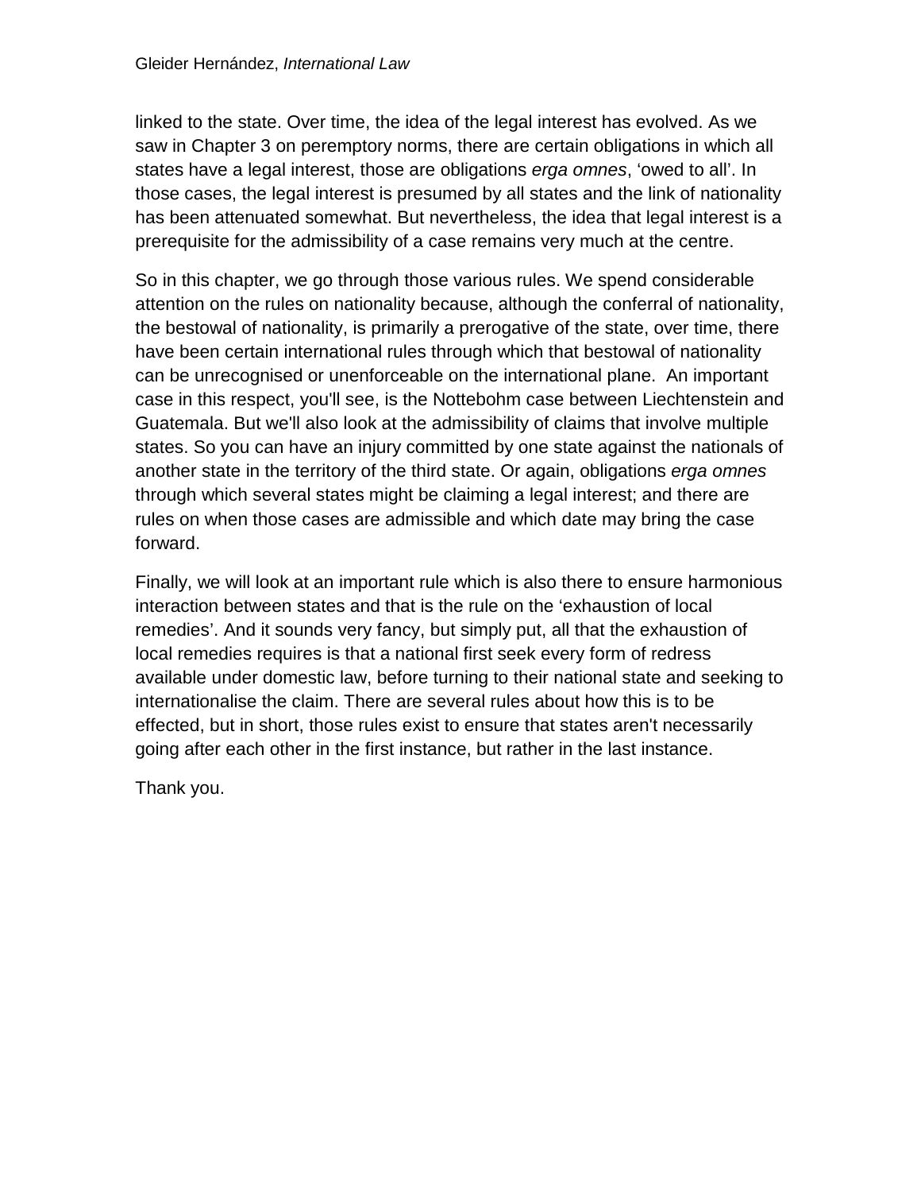linked to the state. Over time, the idea of the legal interest has evolved. As we saw in Chapter 3 on peremptory norms, there are certain obligations in which all states have a legal interest, those are obligations *erga omnes*, 'owed to all'. In those cases, the legal interest is presumed by all states and the link of nationality has been attenuated somewhat. But nevertheless, the idea that legal interest is a prerequisite for the admissibility of a case remains very much at the centre.

So in this chapter, we go through those various rules. We spend considerable attention on the rules on nationality because, although the conferral of nationality, the bestowal of nationality, is primarily a prerogative of the state, over time, there have been certain international rules through which that bestowal of nationality can be unrecognised or unenforceable on the international plane. An important case in this respect, you'll see, is the Nottebohm case between Liechtenstein and Guatemala. But we'll also look at the admissibility of claims that involve multiple states. So you can have an injury committed by one state against the nationals of another state in the territory of the third state. Or again, obligations *erga omnes* through which several states might be claiming a legal interest; and there are rules on when those cases are admissible and which date may bring the case forward.

Finally, we will look at an important rule which is also there to ensure harmonious interaction between states and that is the rule on the 'exhaustion of local remedies'. And it sounds very fancy, but simply put, all that the exhaustion of local remedies requires is that a national first seek every form of redress available under domestic law, before turning to their national state and seeking to internationalise the claim. There are several rules about how this is to be effected, but in short, those rules exist to ensure that states aren't necessarily going after each other in the first instance, but rather in the last instance.

Thank you.